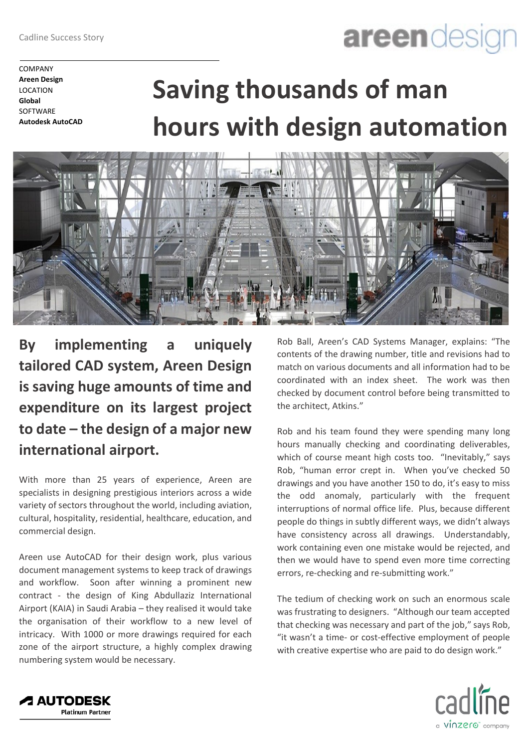Cadline Success Story

COMPANY
**Areen Design**
LOCATION
**Global**
SOFTWARE
**Autodesk AutoCAD**

# Saving thousands of man hours with design automation

**By implementing a uniquely tailored CAD system, Areen Design is saving huge amounts of time and expenditure on its largest project to date – the design of a major new international airport.**

With more than 25 years of experience, Areen are specialists in designing prestigious interiors across a wide variety of sectors throughout the world, including aviation, cultural, hospitality, residential, healthcare, education, and commercial design.

Areen use AutoCAD for their design work, plus various document management systems to keep track of drawings and workflow. Soon after winning a prominent new contract - the design of King Abdullaziz International Airport (KAIA) in Saudi Arabia – they realised it would take the organisation of their workflow to a new level of intricacy. With 1000 or more drawings required for each zone of the airport structure, a highly complex drawing numbering system would be necessary.

Rob Ball, Areen's CAD Systems Manager, explains: "The contents of the drawing number, title and revisions had to match on various documents and all information had to be coordinated with an index sheet. The work was then checked by document control before being transmitted to the architect, Atkins."

Rob and his team found they were spending many long hours manually checking and coordinating deliverables, which of course meant high costs too. "Inevitably," says Rob, "human error crept in. When you've checked 50 drawings and you have another 150 to do, it's easy to miss the odd anomaly, particularly with the frequent interruptions of normal office life. Plus, because different people do things in subtly different ways, we didn't always have consistency across all drawings. Understandably, work containing even one mistake would be rejected, and then we would have to spend even more time correcting errors, re-checking and re-submitting work."

The tedium of checking work on such an enormous scale was frustrating to designers. "Although our team accepted that checking was necessary and part of the job," says Rob, "it wasn't a time- or cost-effective employment of people with creative expertise who are paid to do design work."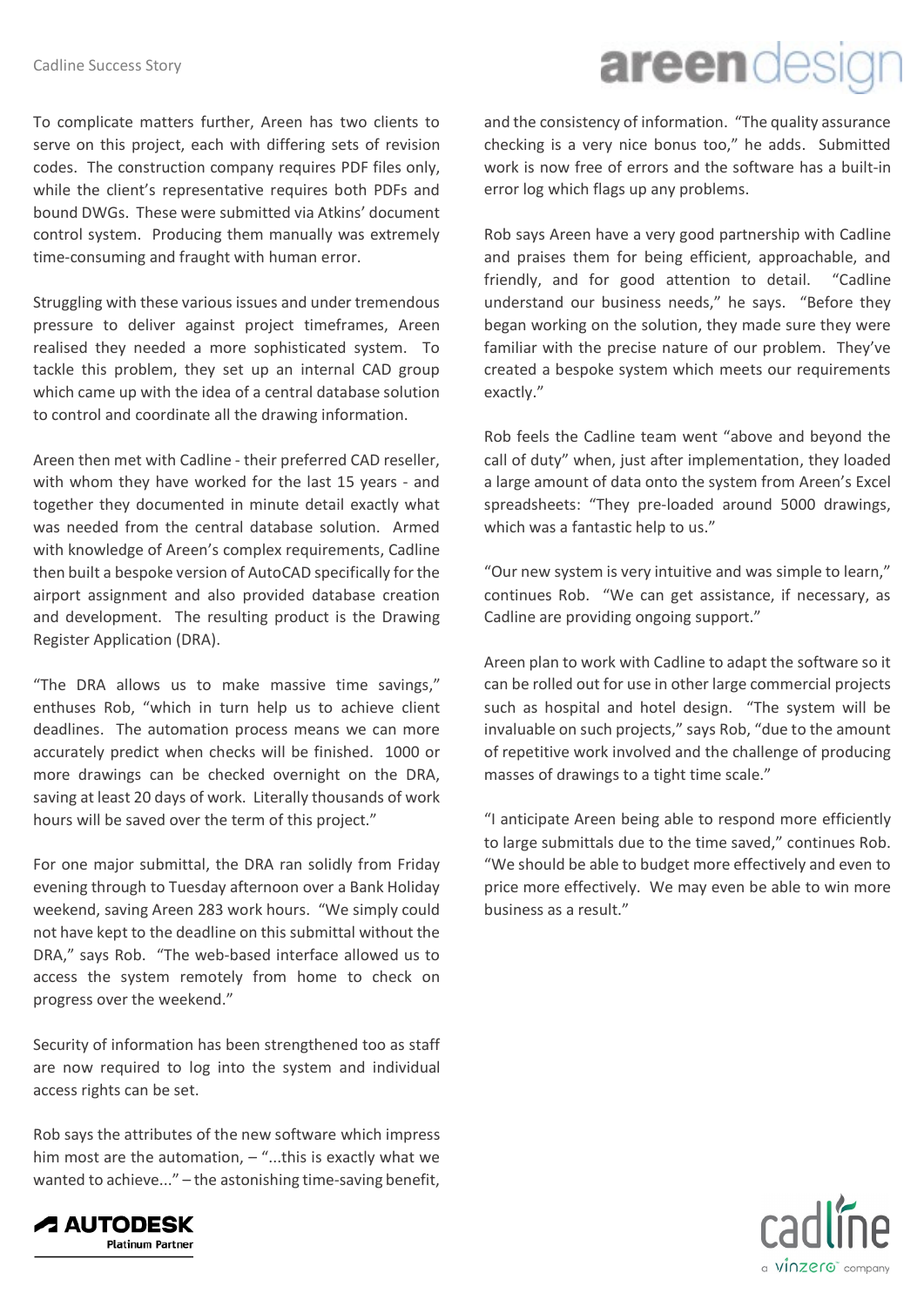To complicate matters further, Areen has two clients to serve on this project, each with differing sets of revision codes. The construction company requires PDF files only, while the client's representative requires both PDFs and bound DWGs. These were submitted via Atkins' document control system. Producing them manually was extremely time-consuming and fraught with human error.

Struggling with these various issues and under tremendous pressure to deliver against project timeframes, Areen realised they needed a more sophisticated system. To tackle this problem, they set up an internal CAD group which came up with the idea of a central database solution to control and coordinate all the drawing information.

Areen then met with Cadline - their preferred CAD reseller, with whom they have worked for the last 15 years - and together they documented in minute detail exactly what was needed from the central database solution. Armed with knowledge of Areen's complex requirements, Cadline then built a bespoke version of AutoCAD specifically for the airport assignment and also provided database creation and development. The resulting product is the Drawing Register Application (DRA).

"The DRA allows us to make massive time savings," enthuses Rob, "which in turn help us to achieve client deadlines. The automation process means we can more accurately predict when checks will be finished. 1000 or more drawings can be checked overnight on the DRA, saving at least 20 days of work. Literally thousands of work hours will be saved over the term of this project."

For one major submittal, the DRA ran solidly from Friday evening through to Tuesday afternoon over a Bank Holiday weekend, saving Areen 283 work hours. "We simply could not have kept to the deadline on this submittal without the DRA," says Rob. "The web-based interface allowed us to access the system remotely from home to check on progress over the weekend."

Security of information has been strengthened too as staff are now required to log into the system and individual access rights can be set.

Rob says the attributes of the new software which impress him most are the automation, – "...this is exactly what we wanted to achieve..." – the astonishing time-saving benefit, and the consistency of information. "The quality assurance checking is a very nice bonus too," he adds. Submitted work is now free of errors and the software has a built-in error log which flags up any problems.

Rob says Areen have a very good partnership with Cadline and praises them for being efficient, approachable, and friendly, and for good attention to detail. "Cadline understand our business needs," he says. "Before they began working on the solution, they made sure they were familiar with the precise nature of our problem. They've created a bespoke system which meets our requirements exactly."

Rob feels the Cadline team went "above and beyond the call of duty" when, just after implementation, they loaded a large amount of data onto the system from Areen's Excel spreadsheets: "They pre-loaded around 5000 drawings, which was a fantastic help to us."

"Our new system is very intuitive and was simple to learn," continues Rob. "We can get assistance, if necessary, as Cadline are providing ongoing support."

Areen plan to work with Cadline to adapt the software so it can be rolled out for use in other large commercial projects such as hospital and hotel design. "The system will be invaluable on such projects," says Rob, "due to the amount of repetitive work involved and the challenge of producing masses of drawings to a tight time scale."

"I anticipate Areen being able to respond more efficiently to large submittals due to the time saved," continues Rob. "We should be able to budget more effectively and even to price more effectively. We may even be able to win more business as a result."